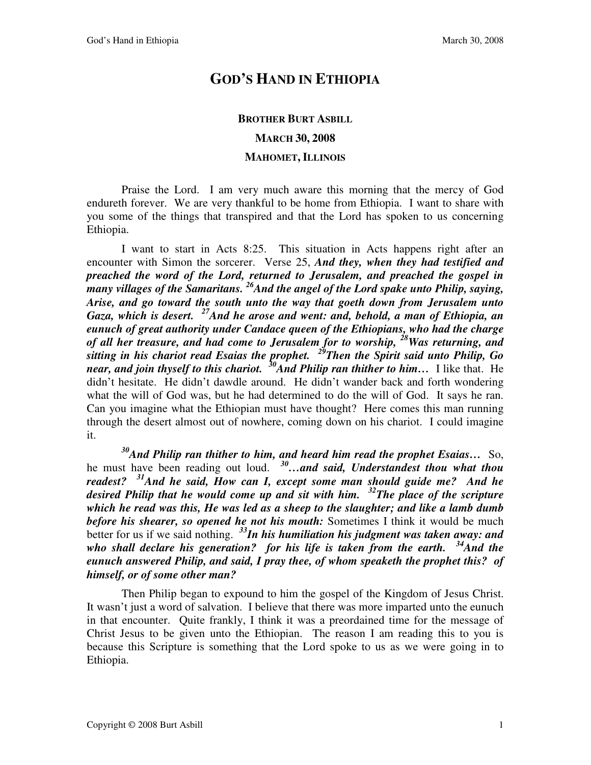# GOD'S HAND IN ETHIOPIA

**BROTHER BURT ASBILL**

**MARCH 30, 2008**

**MAHOMET, ILLINOIS**

Praise the Lord. I am very much aware this morning that the mercy of God endureth forever. We are very thankful to be home from Ethiopia. I want to share with you some of the things that transpired and that the Lord has spoken to us concerning Ethiopia.

I want to start in Acts 8:25. This situation in Acts happens right after an encounter with Simon the sorcerer. Verse 25, ***And they, when they had testified and preached the word of the Lord, returned to Jerusalem, and preached the gospel in many villages of the Samaritans. 26And the angel of the Lord spake unto Philip, saying, Arise, and go toward the south unto the way that goeth down from Jerusalem unto Gaza, which is desert. 27And he arose and went: and, behold, a man of Ethiopia, an eunuch of great authority under Candace queen of the Ethiopians, who had the charge of all her treasure, and had come to Jerusalem for to worship, 28Was returning, and sitting in his chariot read Esaias the prophet. 29Then the Spirit said unto Philip, Go near, and join thyself to this chariot. 30And Philip ran thither to him…*** I like that. He didn't hesitate. He didn't dawdle around. He didn't wander back and forth wondering what the will of God was, but he had determined to do the will of God. It says he ran. Can you imagine what the Ethiopian must have thought? Here comes this man running through the desert almost out of nowhere, coming down on his chariot. I could imagine it.

***30And Philip ran thither to him, and heard him read the prophet Esaias…*** So, he must have been reading out loud. ***30…and said, Understandest thou what thou readest? 31And he said, How can I, except some man should guide me? And he desired Philip that he would come up and sit with him. 32The place of the scripture which he read was this, He was led as a sheep to the slaughter; and like a lamb dumb before his shearer, so opened he not his mouth:*** Sometimes I think it would be much better for us if we said nothing. ***33In his humiliation his judgment was taken away: and who shall declare his generation? for his life is taken from the earth. 34And the eunuch answered Philip, and said, I pray thee, of whom speaketh the prophet this? of himself, or of some other man?***

Then Philip began to expound to him the gospel of the Kingdom of Jesus Christ. It wasn't just a word of salvation. I believe that there was more imparted unto the eunuch in that encounter. Quite frankly, I think it was a preordained time for the message of Christ Jesus to be given unto the Ethiopian. The reason I am reading this to you is because this Scripture is something that the Lord spoke to us as we were going in to Ethiopia.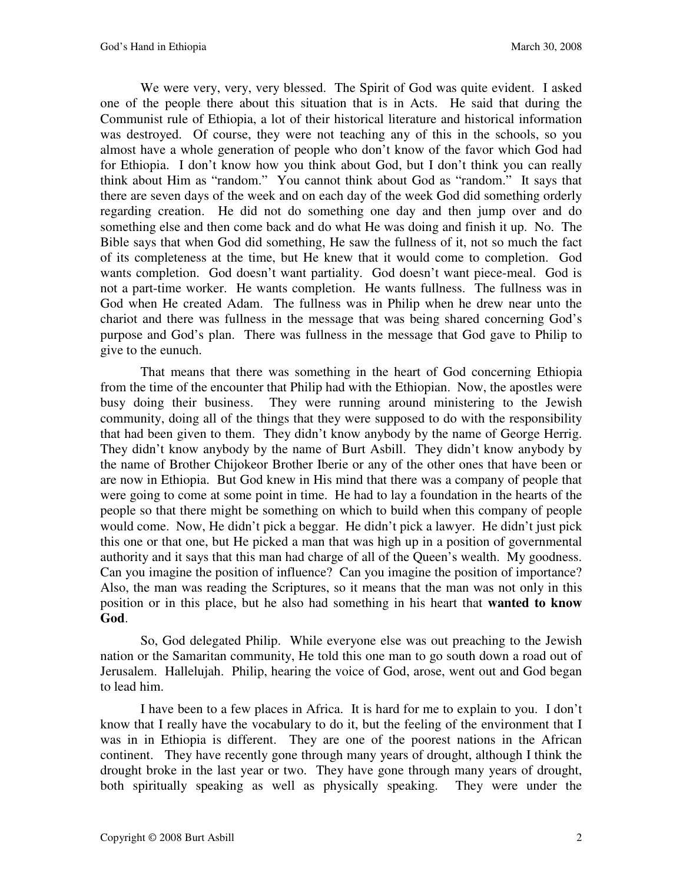We were very, very, very blessed. The Spirit of God was quite evident. I asked one of the people there about this situation that is in Acts. He said that during the Communist rule of Ethiopia, a lot of their historical literature and historical information was destroyed. Of course, they were not teaching any of this in the schools, so you almost have a whole generation of people who don't know of the favor which God had for Ethiopia. I don't know how you think about God, but I don't think you can really think about Him as "random." You cannot think about God as "random." It says that there are seven days of the week and on each day of the week God did something orderly regarding creation. He did not do something one day and then jump over and do something else and then come back and do what He was doing and finish it up. No. The Bible says that when God did something, He saw the fullness of it, not so much the fact of its completeness at the time, but He knew that it would come to completion. God wants completion. God doesn't want partiality. God doesn't want piece-meal. God is not a part-time worker. He wants completion. He wants fullness. The fullness was in God when He created Adam. The fullness was in Philip when he drew near unto the chariot and there was fullness in the message that was being shared concerning God's purpose and God's plan. There was fullness in the message that God gave to Philip to give to the eunuch.

That means that there was something in the heart of God concerning Ethiopia from the time of the encounter that Philip had with the Ethiopian. Now, the apostles were busy doing their business. They were running around ministering to the Jewish community, doing all of the things that they were supposed to do with the responsibility that had been given to them. They didn't know anybody by the name of George Herrig. They didn't know anybody by the name of Burt Asbill. They didn't know anybody by the name of Brother Chijokeor Brother Iberie or any of the other ones that have been or are now in Ethiopia. But God knew in His mind that there was a company of people that were going to come at some point in time. He had to lay a foundation in the hearts of the people so that there might be something on which to build when this company of people would come. Now, He didn't pick a beggar. He didn't pick a lawyer. He didn't just pick this one or that one, but He picked a man that was high up in a position of governmental authority and it says that this man had charge of all of the Queen's wealth. My goodness. Can you imagine the position of influence? Can you imagine the position of importance? Also, the man was reading the Scriptures, so it means that the man was not only in this position or in this place, but he also had something in his heart that **wanted to know God**.

So, God delegated Philip. While everyone else was out preaching to the Jewish nation or the Samaritan community, He told this one man to go south down a road out of Jerusalem. Hallelujah. Philip, hearing the voice of God, arose, went out and God began to lead him.

I have been to a few places in Africa. It is hard for me to explain to you. I don't know that I really have the vocabulary to do it, but the feeling of the environment that I was in in Ethiopia is different. They are one of the poorest nations in the African continent. They have recently gone through many years of drought, although I think the drought broke in the last year or two. They have gone through many years of drought, both spiritually speaking as well as physically speaking. They were under the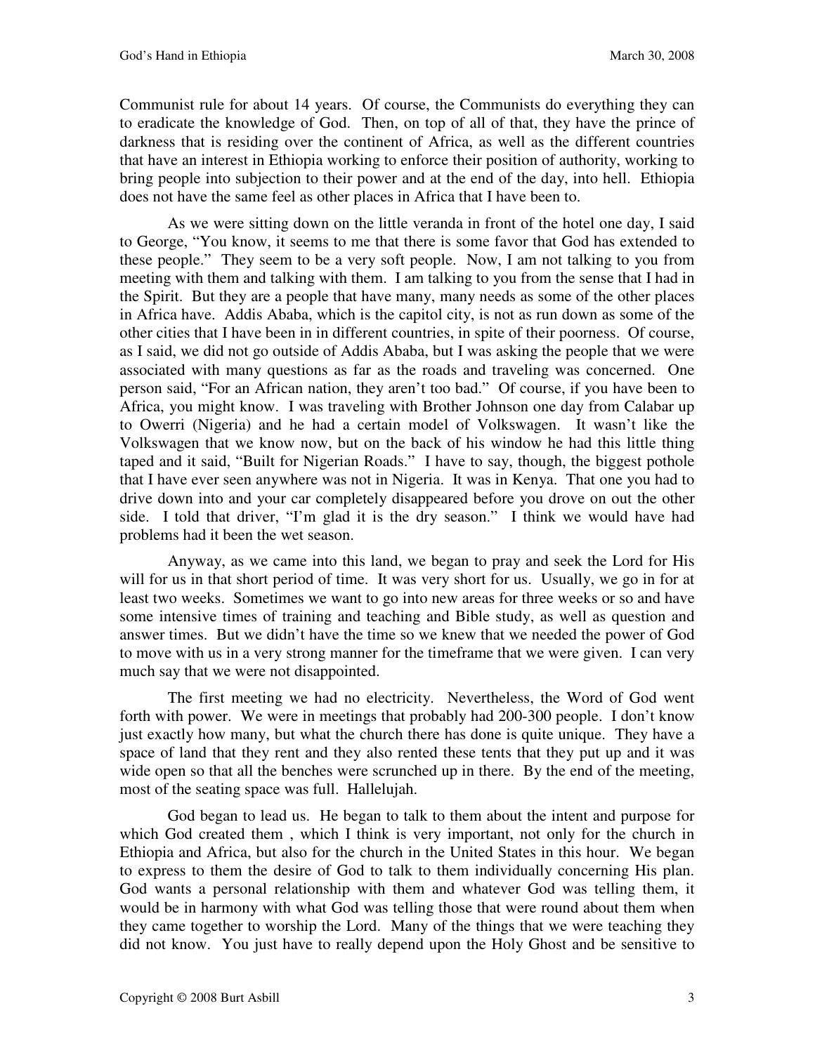Communist rule for about 14 years. Of course, the Communists do everything they can to eradicate the knowledge of God. Then, on top of all of that, they have the prince of darkness that is residing over the continent of Africa, as well as the different countries that have an interest in Ethiopia working to enforce their position of authority, working to bring people into subjection to their power and at the end of the day, into hell. Ethiopia does not have the same feel as other places in Africa that I have been to.

As we were sitting down on the little veranda in front of the hotel one day, I said to George, "You know, it seems to me that there is some favor that God has extended to these people." They seem to be a very soft people. Now, I am not talking to you from meeting with them and talking with them. I am talking to you from the sense that I had in the Spirit. But they are a people that have many, many needs as some of the other places in Africa have. Addis Ababa, which is the capitol city, is not as run down as some of the other cities that I have been in in different countries, in spite of their poorness. Of course, as I said, we did not go outside of Addis Ababa, but I was asking the people that we were associated with many questions as far as the roads and traveling was concerned. One person said, "For an African nation, they aren't too bad." Of course, if you have been to Africa, you might know. I was traveling with Brother Johnson one day from Calabar up to Owerri (Nigeria) and he had a certain model of Volkswagen. It wasn't like the Volkswagen that we know now, but on the back of his window he had this little thing taped and it said, "Built for Nigerian Roads." I have to say, though, the biggest pothole that I have ever seen anywhere was not in Nigeria. It was in Kenya. That one you had to drive down into and your car completely disappeared before you drove on out the other side. I told that driver, "I'm glad it is the dry season." I think we would have had problems had it been the wet season.

Anyway, as we came into this land, we began to pray and seek the Lord for His will for us in that short period of time. It was very short for us. Usually, we go in for at least two weeks. Sometimes we want to go into new areas for three weeks or so and have some intensive times of training and teaching and Bible study, as well as question and answer times. But we didn't have the time so we knew that we needed the power of God to move with us in a very strong manner for the timeframe that we were given. I can very much say that we were not disappointed.

The first meeting we had no electricity. Nevertheless, the Word of God went forth with power. We were in meetings that probably had 200-300 people. I don't know just exactly how many, but what the church there has done is quite unique. They have a space of land that they rent and they also rented these tents that they put up and it was wide open so that all the benches were scrunched up in there. By the end of the meeting, most of the seating space was full. Hallelujah.

God began to lead us. He began to talk to them about the intent and purpose for which God created them , which I think is very important, not only for the church in Ethiopia and Africa, but also for the church in the United States in this hour. We began to express to them the desire of God to talk to them individually concerning His plan. God wants a personal relationship with them and whatever God was telling them, it would be in harmony with what God was telling those that were round about them when they came together to worship the Lord. Many of the things that we were teaching they did not know. You just have to really depend upon the Holy Ghost and be sensitive to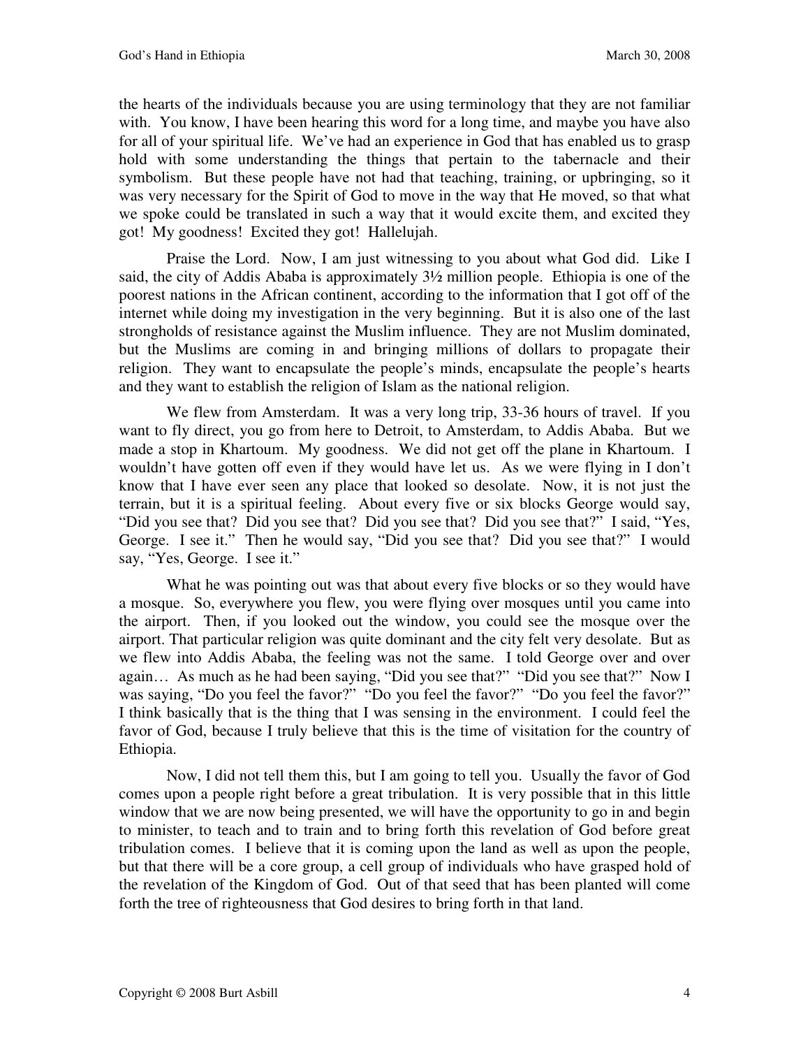the hearts of the individuals because you are using terminology that they are not familiar with. You know, I have been hearing this word for a long time, and maybe you have also for all of your spiritual life. We've had an experience in God that has enabled us to grasp hold with some understanding the things that pertain to the tabernacle and their symbolism. But these people have not had that teaching, training, or upbringing, so it was very necessary for the Spirit of God to move in the way that He moved, so that what we spoke could be translated in such a way that it would excite them, and excited they got! My goodness! Excited they got! Hallelujah.

Praise the Lord. Now, I am just witnessing to you about what God did. Like I said, the city of Addis Ababa is approximately 3½ million people. Ethiopia is one of the poorest nations in the African continent, according to the information that I got off of the internet while doing my investigation in the very beginning. But it is also one of the last strongholds of resistance against the Muslim influence. They are not Muslim dominated, but the Muslims are coming in and bringing millions of dollars to propagate their religion. They want to encapsulate the people's minds, encapsulate the people's hearts and they want to establish the religion of Islam as the national religion.

We flew from Amsterdam. It was a very long trip, 33-36 hours of travel. If you want to fly direct, you go from here to Detroit, to Amsterdam, to Addis Ababa. But we made a stop in Khartoum. My goodness. We did not get off the plane in Khartoum. I wouldn't have gotten off even if they would have let us. As we were flying in I don't know that I have ever seen any place that looked so desolate. Now, it is not just the terrain, but it is a spiritual feeling. About every five or six blocks George would say, "Did you see that? Did you see that? Did you see that? Did you see that?" I said, "Yes, George. I see it." Then he would say, "Did you see that? Did you see that?" I would say, "Yes, George. I see it."

What he was pointing out was that about every five blocks or so they would have a mosque. So, everywhere you flew, you were flying over mosques until you came into the airport. Then, if you looked out the window, you could see the mosque over the airport. That particular religion was quite dominant and the city felt very desolate. But as we flew into Addis Ababa, the feeling was not the same. I told George over and over again… As much as he had been saying, "Did you see that?" "Did you see that?" Now I was saying, "Do you feel the favor?" "Do you feel the favor?" "Do you feel the favor?" I think basically that is the thing that I was sensing in the environment. I could feel the favor of God, because I truly believe that this is the time of visitation for the country of Ethiopia.

Now, I did not tell them this, but I am going to tell you. Usually the favor of God comes upon a people right before a great tribulation. It is very possible that in this little window that we are now being presented, we will have the opportunity to go in and begin to minister, to teach and to train and to bring forth this revelation of God before great tribulation comes. I believe that it is coming upon the land as well as upon the people, but that there will be a core group, a cell group of individuals who have grasped hold of the revelation of the Kingdom of God. Out of that seed that has been planted will come forth the tree of righteousness that God desires to bring forth in that land.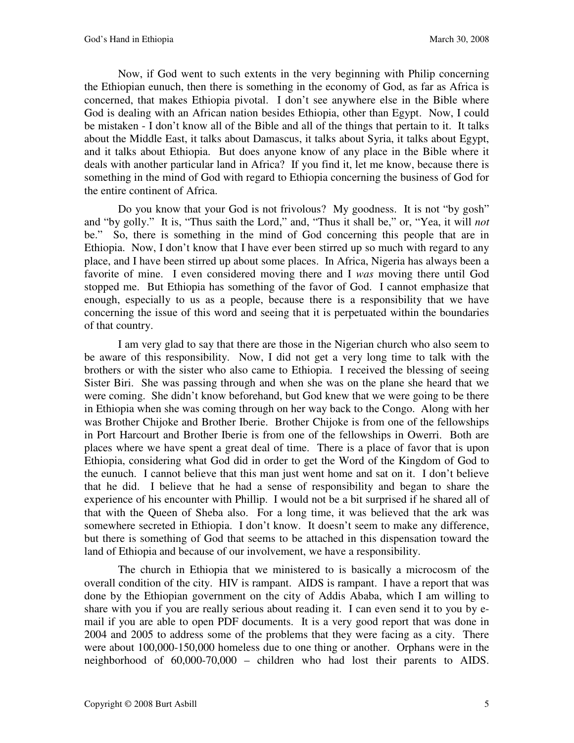Now, if God went to such extents in the very beginning with Philip concerning the Ethiopian eunuch, then there is something in the economy of God, as far as Africa is concerned, that makes Ethiopia pivotal. I don't see anywhere else in the Bible where God is dealing with an African nation besides Ethiopia, other than Egypt. Now, I could be mistaken - I don't know all of the Bible and all of the things that pertain to it. It talks about the Middle East, it talks about Damascus, it talks about Syria, it talks about Egypt, and it talks about Ethiopia. But does anyone know of any place in the Bible where it deals with another particular land in Africa? If you find it, let me know, because there is something in the mind of God with regard to Ethiopia concerning the business of God for the entire continent of Africa.

Do you know that your God is not frivolous? My goodness. It is not "by gosh" and "by golly." It is, "Thus saith the Lord," and, "Thus it shall be," or, "Yea, it will *not* be." So, there is something in the mind of God concerning this people that are in Ethiopia. Now, I don't know that I have ever been stirred up so much with regard to any place, and I have been stirred up about some places. In Africa, Nigeria has always been a favorite of mine. I even considered moving there and I *was* moving there until God stopped me. But Ethiopia has something of the favor of God. I cannot emphasize that enough, especially to us as a people, because there is a responsibility that we have concerning the issue of this word and seeing that it is perpetuated within the boundaries of that country.

I am very glad to say that there are those in the Nigerian church who also seem to be aware of this responsibility. Now, I did not get a very long time to talk with the brothers or with the sister who also came to Ethiopia. I received the blessing of seeing Sister Biri. She was passing through and when she was on the plane she heard that we were coming. She didn't know beforehand, but God knew that we were going to be there in Ethiopia when she was coming through on her way back to the Congo. Along with her was Brother Chijoke and Brother Iberie. Brother Chijoke is from one of the fellowships in Port Harcourt and Brother Iberie is from one of the fellowships in Owerri. Both are places where we have spent a great deal of time. There is a place of favor that is upon Ethiopia, considering what God did in order to get the Word of the Kingdom of God to the eunuch. I cannot believe that this man just went home and sat on it. I don't believe that he did. I believe that he had a sense of responsibility and began to share the experience of his encounter with Phillip. I would not be a bit surprised if he shared all of that with the Queen of Sheba also. For a long time, it was believed that the ark was somewhere secreted in Ethiopia. I don't know. It doesn't seem to make any difference, but there is something of God that seems to be attached in this dispensation toward the land of Ethiopia and because of our involvement, we have a responsibility.

The church in Ethiopia that we ministered to is basically a microcosm of the overall condition of the city. HIV is rampant. AIDS is rampant. I have a report that was done by the Ethiopian government on the city of Addis Ababa, which I am willing to share with you if you are really serious about reading it. I can even send it to you by e-mail if you are able to open PDF documents. It is a very good report that was done in 2004 and 2005 to address some of the problems that they were facing as a city. There were about 100,000-150,000 homeless due to one thing or another. Orphans were in the neighborhood of 60,000-70,000 – children who had lost their parents to AIDS.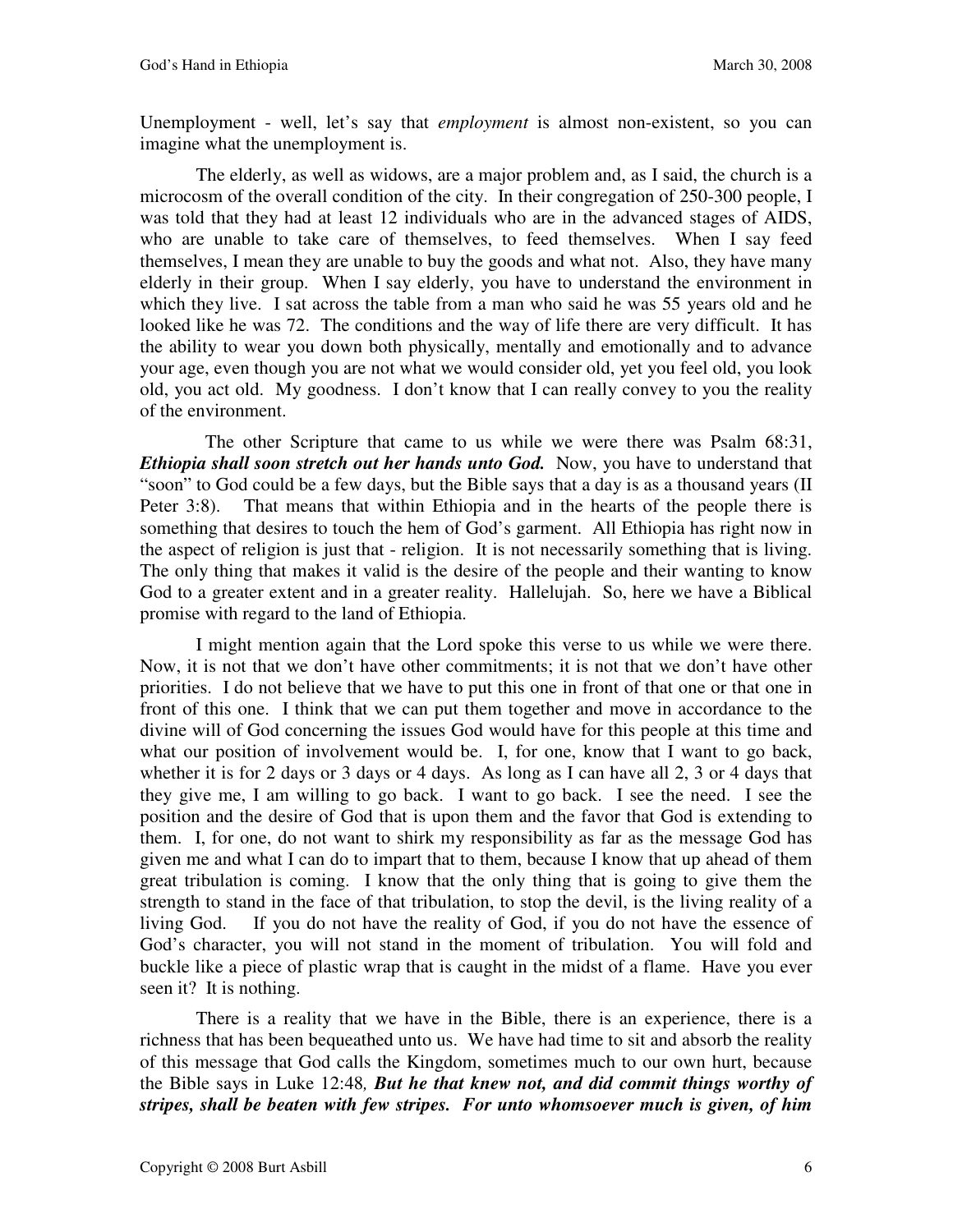Unemployment - well, let's say that *employment* is almost non-existent, so you can imagine what the unemployment is.

The elderly, as well as widows, are a major problem and, as I said, the church is a microcosm of the overall condition of the city. In their congregation of 250-300 people, I was told that they had at least 12 individuals who are in the advanced stages of AIDS, who are unable to take care of themselves, to feed themselves. When I say feed themselves, I mean they are unable to buy the goods and what not. Also, they have many elderly in their group. When I say elderly, you have to understand the environment in which they live. I sat across the table from a man who said he was 55 years old and he looked like he was 72. The conditions and the way of life there are very difficult. It has the ability to wear you down both physically, mentally and emotionally and to advance your age, even though you are not what we would consider old, yet you feel old, you look old, you act old. My goodness. I don't know that I can really convey to you the reality of the environment.

The other Scripture that came to us while we were there was Psalm 68:31, ***Ethiopia shall soon stretch out her hands unto God.*** Now, you have to understand that "soon" to God could be a few days, but the Bible says that a day is as a thousand years (II Peter 3:8). That means that within Ethiopia and in the hearts of the people there is something that desires to touch the hem of God's garment. All Ethiopia has right now in the aspect of religion is just that - religion. It is not necessarily something that is living. The only thing that makes it valid is the desire of the people and their wanting to know God to a greater extent and in a greater reality. Hallelujah. So, here we have a Biblical promise with regard to the land of Ethiopia.

I might mention again that the Lord spoke this verse to us while we were there. Now, it is not that we don't have other commitments; it is not that we don't have other priorities. I do not believe that we have to put this one in front of that one or that one in front of this one. I think that we can put them together and move in accordance to the divine will of God concerning the issues God would have for this people at this time and what our position of involvement would be. I, for one, know that I want to go back, whether it is for 2 days or 3 days or 4 days. As long as I can have all 2, 3 or 4 days that they give me, I am willing to go back. I want to go back. I see the need. I see the position and the desire of God that is upon them and the favor that God is extending to them. I, for one, do not want to shirk my responsibility as far as the message God has given me and what I can do to impart that to them, because I know that up ahead of them great tribulation is coming. I know that the only thing that is going to give them the strength to stand in the face of that tribulation, to stop the devil, is the living reality of a living God. If you do not have the reality of God, if you do not have the essence of God's character, you will not stand in the moment of tribulation. You will fold and buckle like a piece of plastic wrap that is caught in the midst of a flame. Have you ever seen it? It is nothing.

There is a reality that we have in the Bible, there is an experience, there is a richness that has been bequeathed unto us. We have had time to sit and absorb the reality of this message that God calls the Kingdom, sometimes much to our own hurt, because the Bible says in Luke 12:48*,* ***But he that knew not, and did commit things worthy of stripes, shall be beaten with few stripes. For unto whomsoever much is given, of him***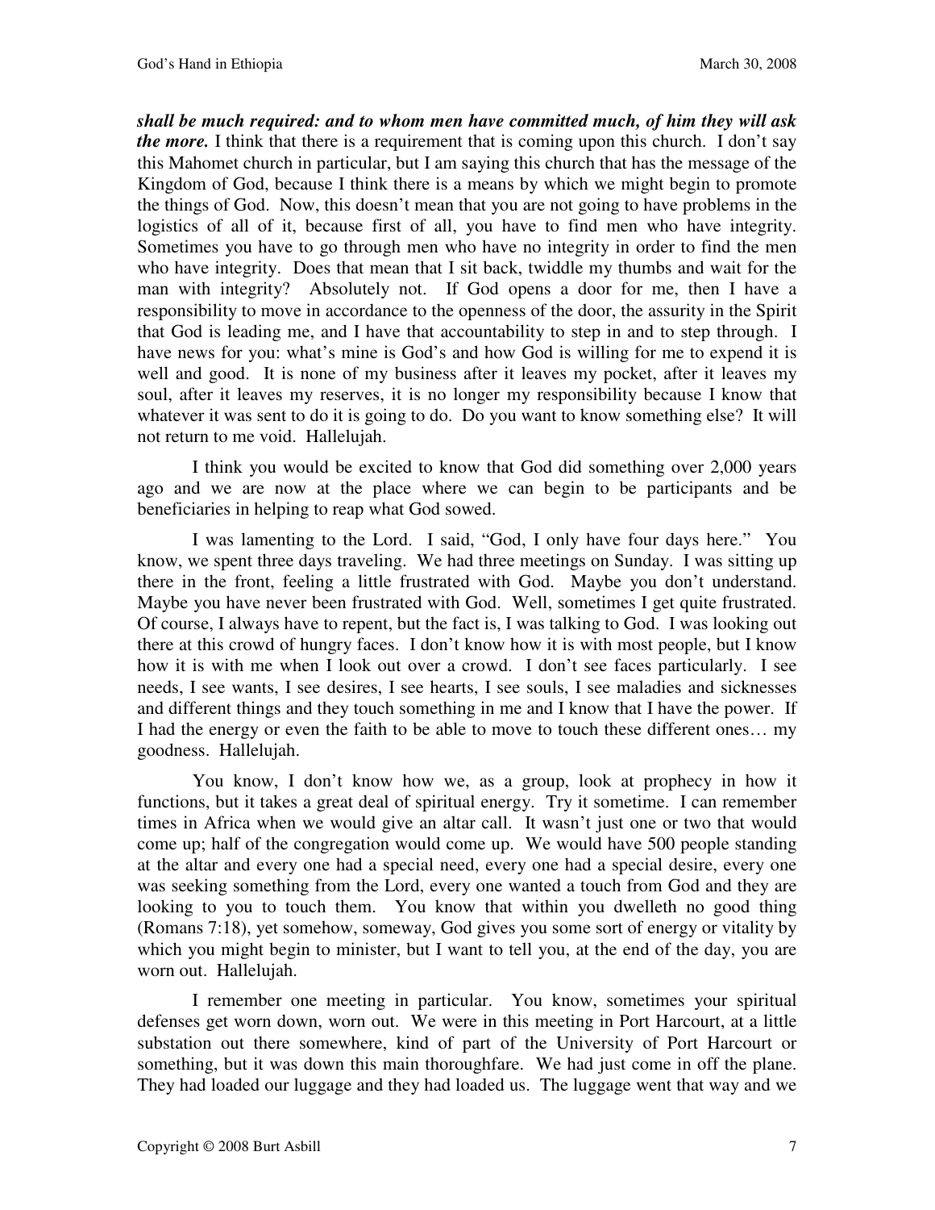***shall be much required: and to whom men have committed much, of him they will ask the more.*** I think that there is a requirement that is coming upon this church. I don't say this Mahomet church in particular, but I am saying this church that has the message of the Kingdom of God, because I think there is a means by which we might begin to promote the things of God. Now, this doesn't mean that you are not going to have problems in the logistics of all of it, because first of all, you have to find men who have integrity. Sometimes you have to go through men who have no integrity in order to find the men who have integrity. Does that mean that I sit back, twiddle my thumbs and wait for the man with integrity? Absolutely not. If God opens a door for me, then I have a responsibility to move in accordance to the openness of the door, the assurity in the Spirit that God is leading me, and I have that accountability to step in and to step through. I have news for you: what's mine is God's and how God is willing for me to expend it is well and good. It is none of my business after it leaves my pocket, after it leaves my soul, after it leaves my reserves, it is no longer my responsibility because I know that whatever it was sent to do it is going to do. Do you want to know something else? It will not return to me void. Hallelujah.

I think you would be excited to know that God did something over 2,000 years ago and we are now at the place where we can begin to be participants and be beneficiaries in helping to reap what God sowed.

I was lamenting to the Lord. I said, "God, I only have four days here." You know, we spent three days traveling. We had three meetings on Sunday. I was sitting up there in the front, feeling a little frustrated with God. Maybe you don't understand. Maybe you have never been frustrated with God. Well, sometimes I get quite frustrated. Of course, I always have to repent, but the fact is, I was talking to God. I was looking out there at this crowd of hungry faces. I don't know how it is with most people, but I know how it is with me when I look out over a crowd. I don't see faces particularly. I see needs, I see wants, I see desires, I see hearts, I see souls, I see maladies and sicknesses and different things and they touch something in me and I know that I have the power. If I had the energy or even the faith to be able to move to touch these different ones… my goodness. Hallelujah.

You know, I don't know how we, as a group, look at prophecy in how it functions, but it takes a great deal of spiritual energy. Try it sometime. I can remember times in Africa when we would give an altar call. It wasn't just one or two that would come up; half of the congregation would come up. We would have 500 people standing at the altar and every one had a special need, every one had a special desire, every one was seeking something from the Lord, every one wanted a touch from God and they are looking to you to touch them. You know that within you dwelleth no good thing (Romans 7:18), yet somehow, someway, God gives you some sort of energy or vitality by which you might begin to minister, but I want to tell you, at the end of the day, you are worn out. Hallelujah.

I remember one meeting in particular. You know, sometimes your spiritual defenses get worn down, worn out. We were in this meeting in Port Harcourt, at a little substation out there somewhere, kind of part of the University of Port Harcourt or something, but it was down this main thoroughfare. We had just come in off the plane. They had loaded our luggage and they had loaded us. The luggage went that way and we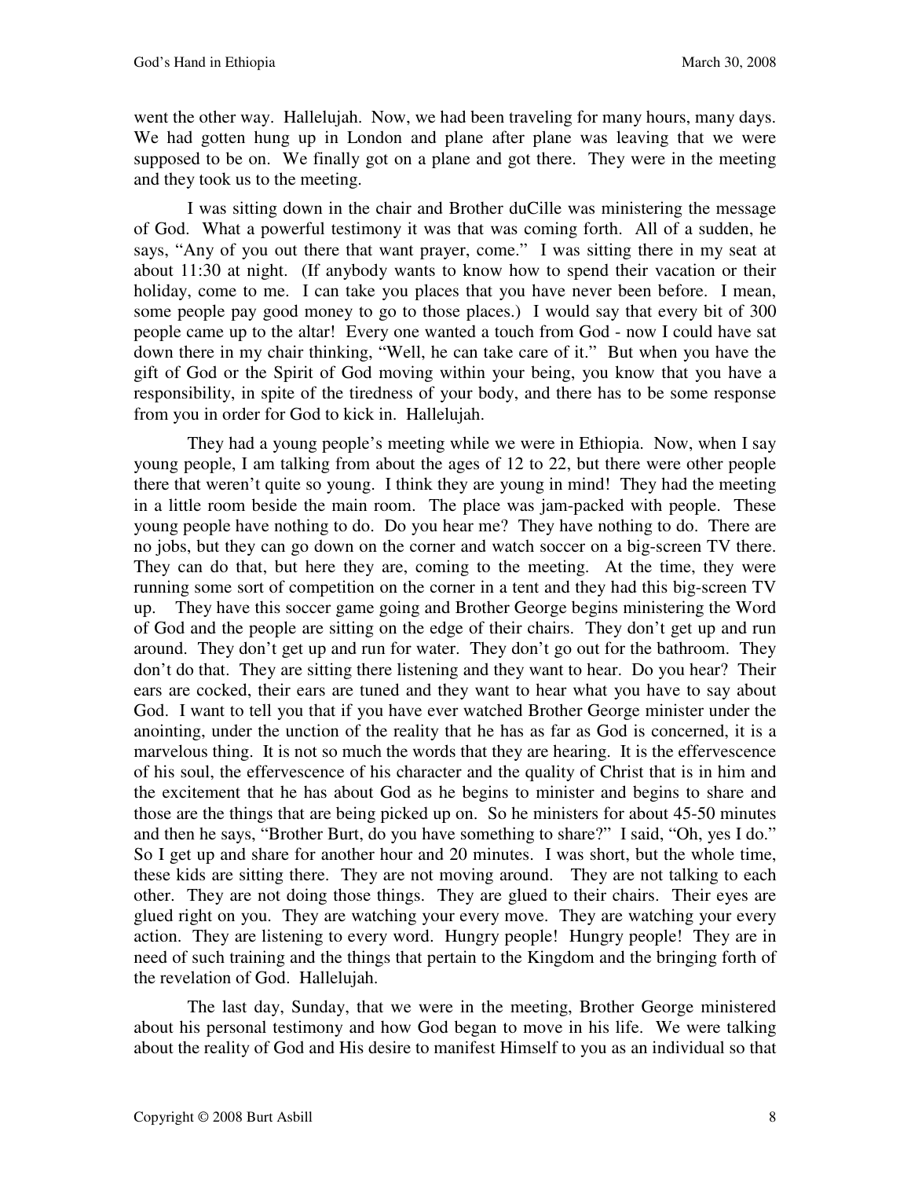went the other way. Hallelujah. Now, we had been traveling for many hours, many days. We had gotten hung up in London and plane after plane was leaving that we were supposed to be on. We finally got on a plane and got there. They were in the meeting and they took us to the meeting.

I was sitting down in the chair and Brother duCille was ministering the message of God. What a powerful testimony it was that was coming forth. All of a sudden, he says, "Any of you out there that want prayer, come." I was sitting there in my seat at about 11:30 at night. (If anybody wants to know how to spend their vacation or their holiday, come to me. I can take you places that you have never been before. I mean, some people pay good money to go to those places.) I would say that every bit of 300 people came up to the altar! Every one wanted a touch from God - now I could have sat down there in my chair thinking, "Well, he can take care of it." But when you have the gift of God or the Spirit of God moving within your being, you know that you have a responsibility, in spite of the tiredness of your body, and there has to be some response from you in order for God to kick in. Hallelujah.

They had a young people's meeting while we were in Ethiopia. Now, when I say young people, I am talking from about the ages of 12 to 22, but there were other people there that weren't quite so young. I think they are young in mind! They had the meeting in a little room beside the main room. The place was jam-packed with people. These young people have nothing to do. Do you hear me? They have nothing to do. There are no jobs, but they can go down on the corner and watch soccer on a big-screen TV there. They can do that, but here they are, coming to the meeting. At the time, they were running some sort of competition on the corner in a tent and they had this big-screen TV up. They have this soccer game going and Brother George begins ministering the Word of God and the people are sitting on the edge of their chairs. They don't get up and run around. They don't get up and run for water. They don't go out for the bathroom. They don't do that. They are sitting there listening and they want to hear. Do you hear? Their ears are cocked, their ears are tuned and they want to hear what you have to say about God. I want to tell you that if you have ever watched Brother George minister under the anointing, under the unction of the reality that he has as far as God is concerned, it is a marvelous thing. It is not so much the words that they are hearing. It is the effervescence of his soul, the effervescence of his character and the quality of Christ that is in him and the excitement that he has about God as he begins to minister and begins to share and those are the things that are being picked up on. So he ministers for about 45-50 minutes and then he says, "Brother Burt, do you have something to share?" I said, "Oh, yes I do." So I get up and share for another hour and 20 minutes. I was short, but the whole time, these kids are sitting there. They are not moving around. They are not talking to each other. They are not doing those things. They are glued to their chairs. Their eyes are glued right on you. They are watching your every move. They are watching your every action. They are listening to every word. Hungry people! Hungry people! They are in need of such training and the things that pertain to the Kingdom and the bringing forth of the revelation of God. Hallelujah.

The last day, Sunday, that we were in the meeting, Brother George ministered about his personal testimony and how God began to move in his life. We were talking about the reality of God and His desire to manifest Himself to you as an individual so that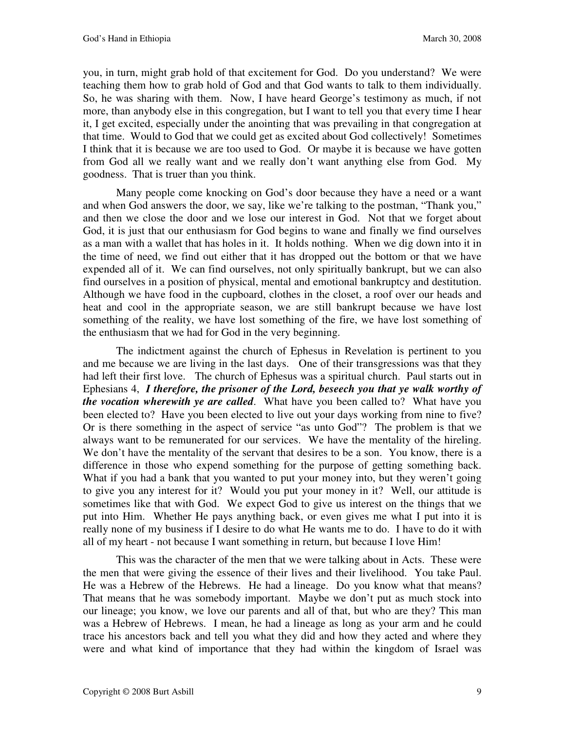you, in turn, might grab hold of that excitement for God. Do you understand? We were teaching them how to grab hold of God and that God wants to talk to them individually. So, he was sharing with them. Now, I have heard George's testimony as much, if not more, than anybody else in this congregation, but I want to tell you that every time I hear it, I get excited, especially under the anointing that was prevailing in that congregation at that time. Would to God that we could get as excited about God collectively! Sometimes I think that it is because we are too used to God. Or maybe it is because we have gotten from God all we really want and we really don't want anything else from God. My goodness. That is truer than you think.

Many people come knocking on God's door because they have a need or a want and when God answers the door, we say, like we're talking to the postman, "Thank you," and then we close the door and we lose our interest in God. Not that we forget about God, it is just that our enthusiasm for God begins to wane and finally we find ourselves as a man with a wallet that has holes in it. It holds nothing. When we dig down into it in the time of need, we find out either that it has dropped out the bottom or that we have expended all of it. We can find ourselves, not only spiritually bankrupt, but we can also find ourselves in a position of physical, mental and emotional bankruptcy and destitution. Although we have food in the cupboard, clothes in the closet, a roof over our heads and heat and cool in the appropriate season, we are still bankrupt because we have lost something of the reality, we have lost something of the fire, we have lost something of the enthusiasm that we had for God in the very beginning.

The indictment against the church of Ephesus in Revelation is pertinent to you and me because we are living in the last days. One of their transgressions was that they had left their first love. The church of Ephesus was a spiritual church. Paul starts out in Ephesians 4, ***I therefore, the prisoner of the Lord, beseech you that ye walk worthy of the vocation wherewith ye are called***. What have you been called to? What have you been elected to? Have you been elected to live out your days working from nine to five? Or is there something in the aspect of service "as unto God"? The problem is that we always want to be remunerated for our services. We have the mentality of the hireling. We don't have the mentality of the servant that desires to be a son. You know, there is a difference in those who expend something for the purpose of getting something back. What if you had a bank that you wanted to put your money into, but they weren't going to give you any interest for it? Would you put your money in it? Well, our attitude is sometimes like that with God. We expect God to give us interest on the things that we put into Him. Whether He pays anything back, or even gives me what I put into it is really none of my business if I desire to do what He wants me to do. I have to do it with all of my heart - not because I want something in return, but because I love Him!

This was the character of the men that we were talking about in Acts. These were the men that were giving the essence of their lives and their livelihood. You take Paul. He was a Hebrew of the Hebrews. He had a lineage. Do you know what that means? That means that he was somebody important. Maybe we don't put as much stock into our lineage; you know, we love our parents and all of that, but who are they? This man was a Hebrew of Hebrews. I mean, he had a lineage as long as your arm and he could trace his ancestors back and tell you what they did and how they acted and where they were and what kind of importance that they had within the kingdom of Israel was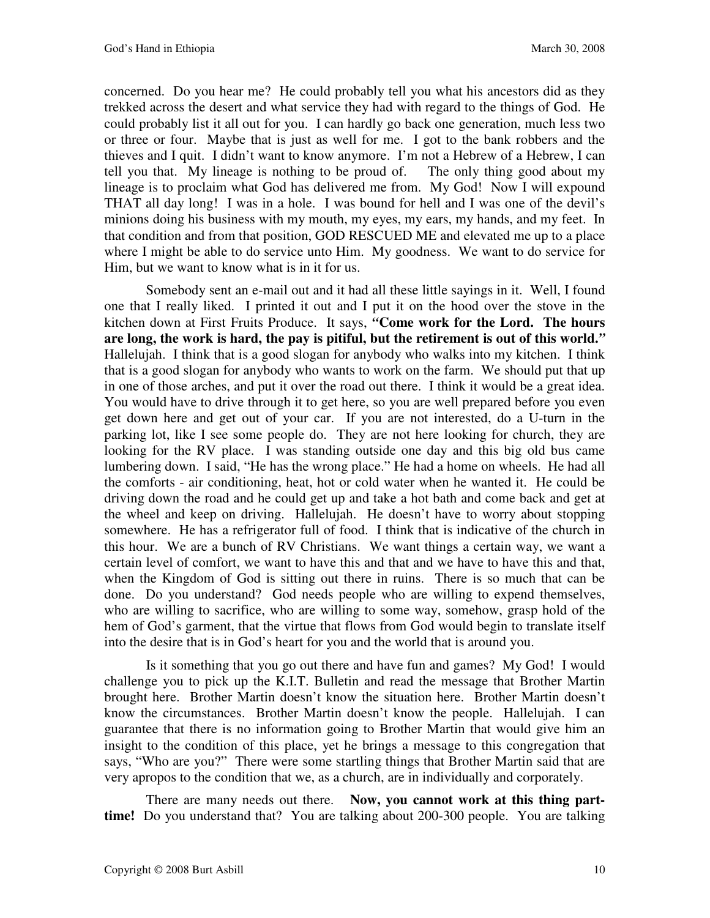concerned. Do you hear me? He could probably tell you what his ancestors did as they trekked across the desert and what service they had with regard to the things of God. He could probably list it all out for you. I can hardly go back one generation, much less two or three or four. Maybe that is just as well for me. I got to the bank robbers and the thieves and I quit. I didn't want to know anymore. I'm not a Hebrew of a Hebrew, I can tell you that. My lineage is nothing to be proud of. The only thing good about my lineage is to proclaim what God has delivered me from. My God! Now I will expound THAT all day long! I was in a hole. I was bound for hell and I was one of the devil's minions doing his business with my mouth, my eyes, my ears, my hands, and my feet. In that condition and from that position, GOD RESCUED ME and elevated me up to a place where I might be able to do service unto Him. My goodness. We want to do service for Him, but we want to know what is in it for us.

Somebody sent an e-mail out and it had all these little sayings in it. Well, I found one that I really liked. I printed it out and I put it on the hood over the stove in the kitchen down at First Fruits Produce. It says, **"Come work for the Lord. The hours are long, the work is hard, the pay is pitiful, but the retirement is out of this world."** Hallelujah. I think that is a good slogan for anybody who walks into my kitchen. I think that is a good slogan for anybody who wants to work on the farm. We should put that up in one of those arches, and put it over the road out there. I think it would be a great idea. You would have to drive through it to get here, so you are well prepared before you even get down here and get out of your car. If you are not interested, do a U-turn in the parking lot, like I see some people do. They are not here looking for church, they are looking for the RV place. I was standing outside one day and this big old bus came lumbering down. I said, "He has the wrong place." He had a home on wheels. He had all the comforts - air conditioning, heat, hot or cold water when he wanted it. He could be driving down the road and he could get up and take a hot bath and come back and get at the wheel and keep on driving. Hallelujah. He doesn't have to worry about stopping somewhere. He has a refrigerator full of food. I think that is indicative of the church in this hour. We are a bunch of RV Christians. We want things a certain way, we want a certain level of comfort, we want to have this and that and we have to have this and that, when the Kingdom of God is sitting out there in ruins. There is so much that can be done. Do you understand? God needs people who are willing to expend themselves, who are willing to sacrifice, who are willing to some way, somehow, grasp hold of the hem of God's garment, that the virtue that flows from God would begin to translate itself into the desire that is in God's heart for you and the world that is around you.

Is it something that you go out there and have fun and games? My God! I would challenge you to pick up the K.I.T. Bulletin and read the message that Brother Martin brought here. Brother Martin doesn't know the situation here. Brother Martin doesn't know the circumstances. Brother Martin doesn't know the people. Hallelujah. I can guarantee that there is no information going to Brother Martin that would give him an insight to the condition of this place, yet he brings a message to this congregation that says, "Who are you?" There were some startling things that Brother Martin said that are very apropos to the condition that we, as a church, are in individually and corporately.

There are many needs out there. **Now, you cannot work at this thing part-time!** Do you understand that? You are talking about 200-300 people. You are talking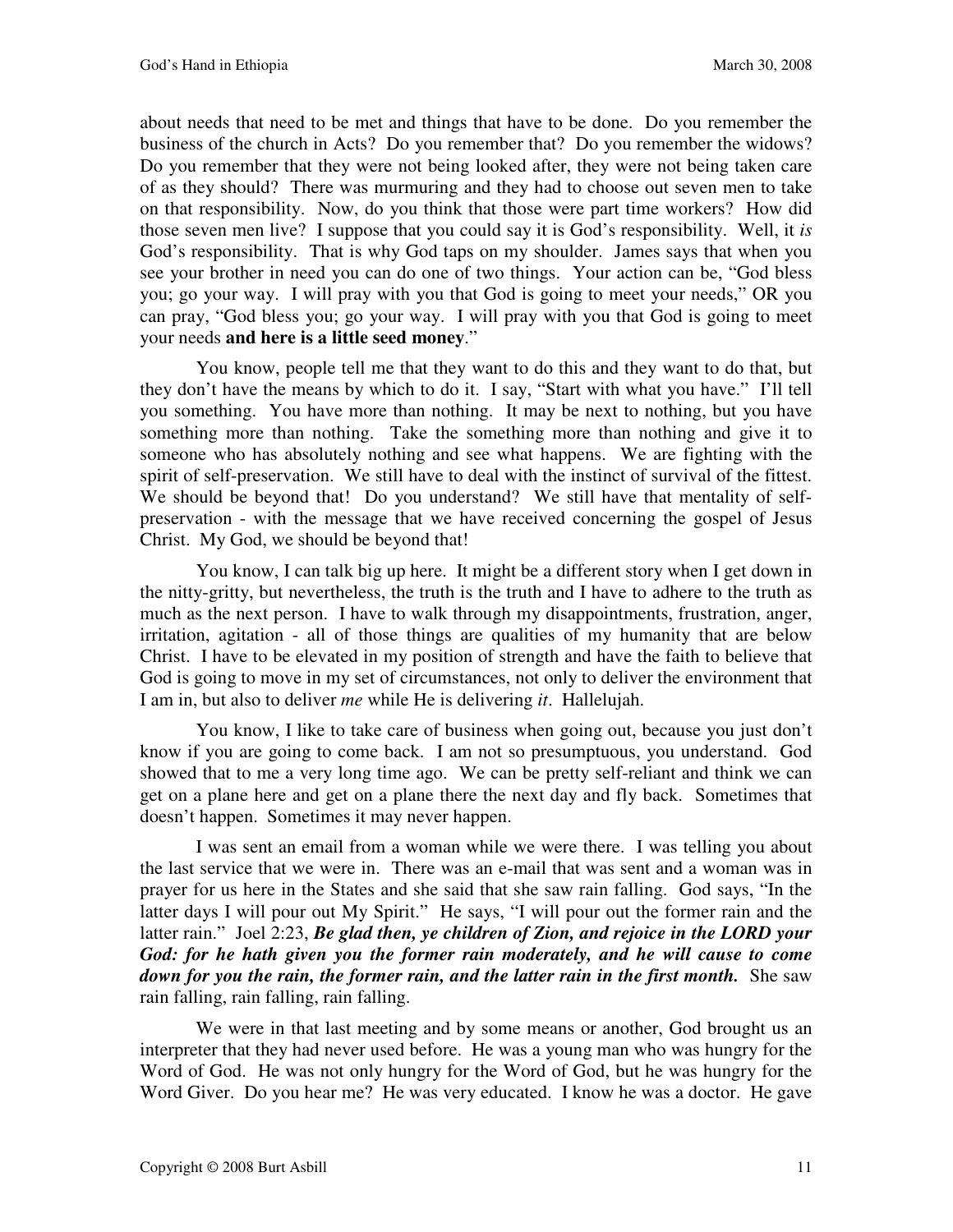about needs that need to be met and things that have to be done. Do you remember the business of the church in Acts? Do you remember that? Do you remember the widows? Do you remember that they were not being looked after, they were not being taken care of as they should? There was murmuring and they had to choose out seven men to take on that responsibility. Now, do you think that those were part time workers? How did those seven men live? I suppose that you could say it is God's responsibility. Well, it *is* God's responsibility. That is why God taps on my shoulder. James says that when you see your brother in need you can do one of two things. Your action can be, "God bless you; go your way. I will pray with you that God is going to meet your needs," OR you can pray, "God bless you; go your way. I will pray with you that God is going to meet your needs **and here is a little seed money**."

You know, people tell me that they want to do this and they want to do that, but they don't have the means by which to do it. I say, "Start with what you have." I'll tell you something. You have more than nothing. It may be next to nothing, but you have something more than nothing. Take the something more than nothing and give it to someone who has absolutely nothing and see what happens. We are fighting with the spirit of self-preservation. We still have to deal with the instinct of survival of the fittest. We should be beyond that! Do you understand? We still have that mentality of self-preservation - with the message that we have received concerning the gospel of Jesus Christ. My God, we should be beyond that!

You know, I can talk big up here. It might be a different story when I get down in the nitty-gritty, but nevertheless, the truth is the truth and I have to adhere to the truth as much as the next person. I have to walk through my disappointments, frustration, anger, irritation, agitation - all of those things are qualities of my humanity that are below Christ. I have to be elevated in my position of strength and have the faith to believe that God is going to move in my set of circumstances, not only to deliver the environment that I am in, but also to deliver *me* while He is delivering *it*. Hallelujah.

You know, I like to take care of business when going out, because you just don't know if you are going to come back. I am not so presumptuous, you understand. God showed that to me a very long time ago. We can be pretty self-reliant and think we can get on a plane here and get on a plane there the next day and fly back. Sometimes that doesn't happen. Sometimes it may never happen.

I was sent an email from a woman while we were there. I was telling you about the last service that we were in. There was an e-mail that was sent and a woman was in prayer for us here in the States and she said that she saw rain falling. God says, "In the latter days I will pour out My Spirit." He says, "I will pour out the former rain and the latter rain." Joel 2:23, ***Be glad then, ye children of Zion, and rejoice in the LORD your God: for he hath given you the former rain moderately, and he will cause to come down for you the rain, the former rain, and the latter rain in the first month.*** She saw rain falling, rain falling, rain falling.

We were in that last meeting and by some means or another, God brought us an interpreter that they had never used before. He was a young man who was hungry for the Word of God. He was not only hungry for the Word of God, but he was hungry for the Word Giver. Do you hear me? He was very educated. I know he was a doctor. He gave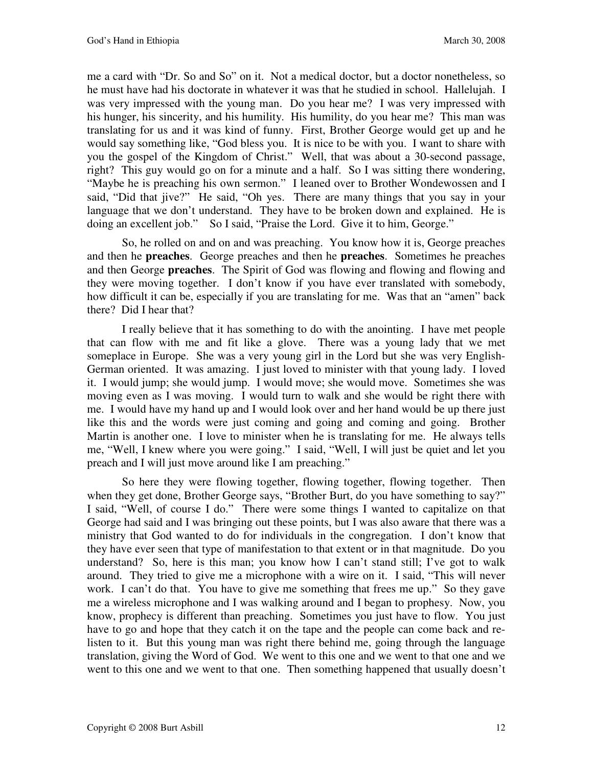me a card with "Dr. So and So" on it. Not a medical doctor, but a doctor nonetheless, so he must have had his doctorate in whatever it was that he studied in school. Hallelujah. I was very impressed with the young man. Do you hear me? I was very impressed with his hunger, his sincerity, and his humility. His humility, do you hear me? This man was translating for us and it was kind of funny. First, Brother George would get up and he would say something like, "God bless you. It is nice to be with you. I want to share with you the gospel of the Kingdom of Christ." Well, that was about a 30-second passage, right? This guy would go on for a minute and a half. So I was sitting there wondering, "Maybe he is preaching his own sermon." I leaned over to Brother Wondewossen and I said, "Did that jive?" He said, "Oh yes. There are many things that you say in your language that we don't understand. They have to be broken down and explained. He is doing an excellent job." So I said, "Praise the Lord. Give it to him, George."

So, he rolled on and on and was preaching. You know how it is, George preaches and then he **preaches**. George preaches and then he **preaches**. Sometimes he preaches and then George **preaches**. The Spirit of God was flowing and flowing and flowing and they were moving together. I don't know if you have ever translated with somebody, how difficult it can be, especially if you are translating for me. Was that an "amen" back there? Did I hear that?

I really believe that it has something to do with the anointing. I have met people that can flow with me and fit like a glove. There was a young lady that we met someplace in Europe. She was a very young girl in the Lord but she was very English-German oriented. It was amazing. I just loved to minister with that young lady. I loved it. I would jump; she would jump. I would move; she would move. Sometimes she was moving even as I was moving. I would turn to walk and she would be right there with me. I would have my hand up and I would look over and her hand would be up there just like this and the words were just coming and going and coming and going. Brother Martin is another one. I love to minister when he is translating for me. He always tells me, "Well, I knew where you were going." I said, "Well, I will just be quiet and let you preach and I will just move around like I am preaching."

So here they were flowing together, flowing together, flowing together. Then when they get done, Brother George says, "Brother Burt, do you have something to say?" I said, "Well, of course I do." There were some things I wanted to capitalize on that George had said and I was bringing out these points, but I was also aware that there was a ministry that God wanted to do for individuals in the congregation. I don't know that they have ever seen that type of manifestation to that extent or in that magnitude. Do you understand? So, here is this man; you know how I can't stand still; I've got to walk around. They tried to give me a microphone with a wire on it. I said, "This will never work. I can't do that. You have to give me something that frees me up." So they gave me a wireless microphone and I was walking around and I began to prophesy. Now, you know, prophecy is different than preaching. Sometimes you just have to flow. You just have to go and hope that they catch it on the tape and the people can come back and re-listen to it. But this young man was right there behind me, going through the language translation, giving the Word of God. We went to this one and we went to that one and we went to this one and we went to that one. Then something happened that usually doesn't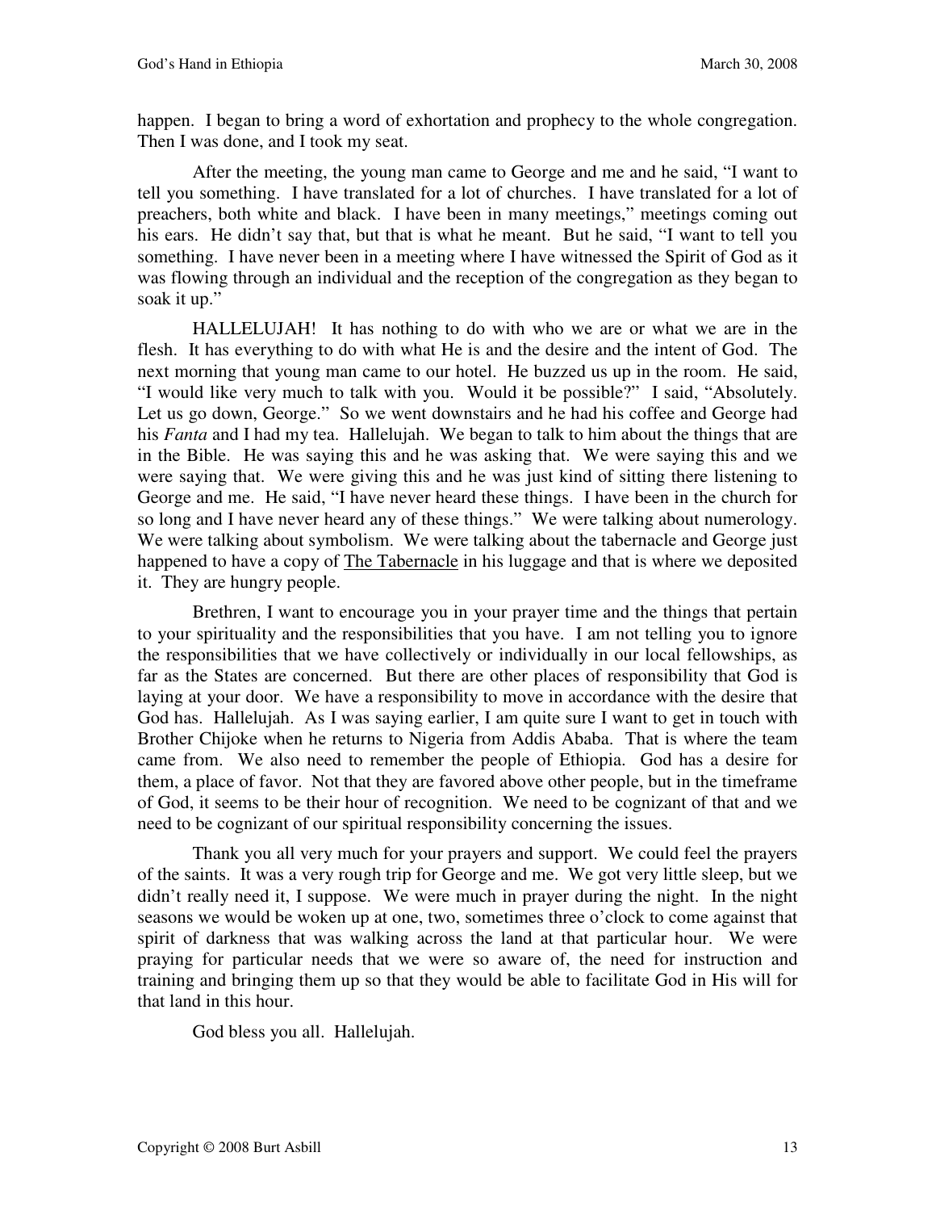happen. I began to bring a word of exhortation and prophecy to the whole congregation. Then I was done, and I took my seat.

After the meeting, the young man came to George and me and he said, "I want to tell you something. I have translated for a lot of churches. I have translated for a lot of preachers, both white and black. I have been in many meetings," meetings coming out his ears. He didn't say that, but that is what he meant. But he said, "I want to tell you something. I have never been in a meeting where I have witnessed the Spirit of God as it was flowing through an individual and the reception of the congregation as they began to soak it up."

HALLELUJAH! It has nothing to do with who we are or what we are in the flesh. It has everything to do with what He is and the desire and the intent of God. The next morning that young man came to our hotel. He buzzed us up in the room. He said, "I would like very much to talk with you. Would it be possible?" I said, "Absolutely. Let us go down, George." So we went downstairs and he had his coffee and George had his *Fanta* and I had my tea. Hallelujah. We began to talk to him about the things that are in the Bible. He was saying this and he was asking that. We were saying this and we were saying that. We were giving this and he was just kind of sitting there listening to George and me. He said, "I have never heard these things. I have been in the church for so long and I have never heard any of these things." We were talking about numerology. We were talking about symbolism. We were talking about the tabernacle and George just happened to have a copy of <u>The Tabernacle</u> in his luggage and that is where we deposited it. They are hungry people.

Brethren, I want to encourage you in your prayer time and the things that pertain to your spirituality and the responsibilities that you have. I am not telling you to ignore the responsibilities that we have collectively or individually in our local fellowships, as far as the States are concerned. But there are other places of responsibility that God is laying at your door. We have a responsibility to move in accordance with the desire that God has. Hallelujah. As I was saying earlier, I am quite sure I want to get in touch with Brother Chijoke when he returns to Nigeria from Addis Ababa. That is where the team came from. We also need to remember the people of Ethiopia. God has a desire for them, a place of favor. Not that they are favored above other people, but in the timeframe of God, it seems to be their hour of recognition. We need to be cognizant of that and we need to be cognizant of our spiritual responsibility concerning the issues.

Thank you all very much for your prayers and support. We could feel the prayers of the saints. It was a very rough trip for George and me. We got very little sleep, but we didn't really need it, I suppose. We were much in prayer during the night. In the night seasons we would be woken up at one, two, sometimes three o'clock to come against that spirit of darkness that was walking across the land at that particular hour. We were praying for particular needs that we were so aware of, the need for instruction and training and bringing them up so that they would be able to facilitate God in His will for that land in this hour.

God bless you all. Hallelujah.